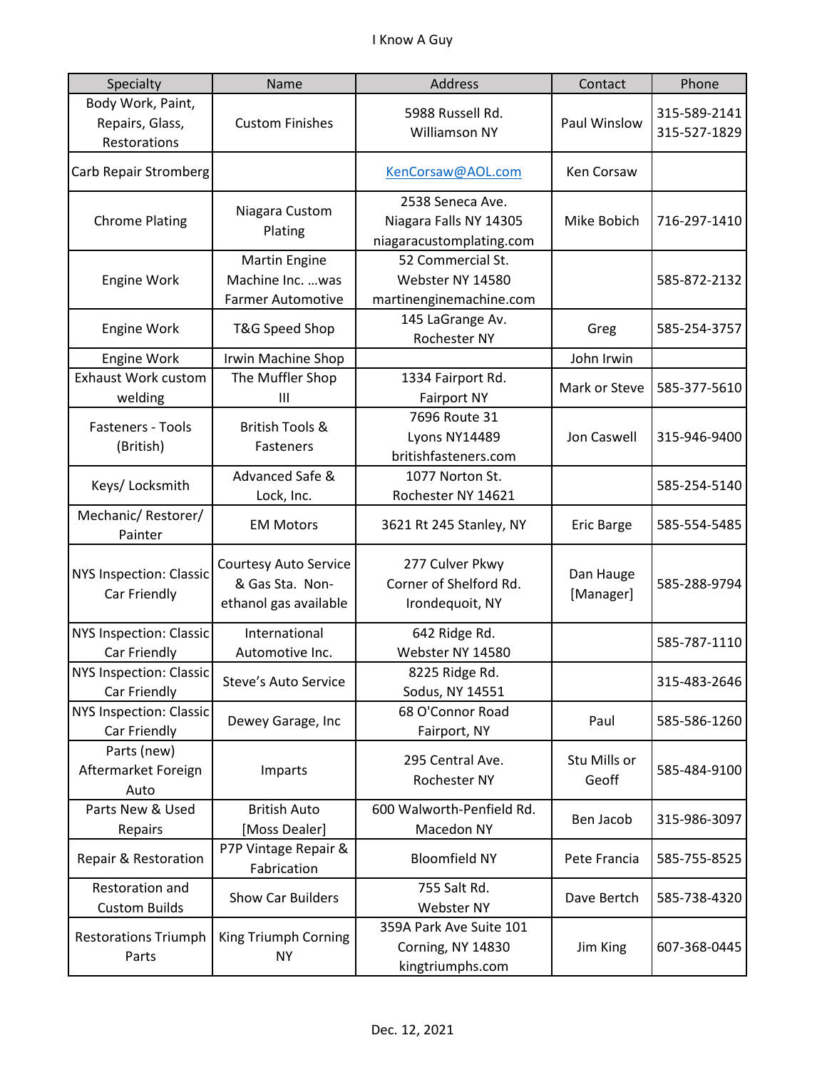# I Know A Guy

| Specialty | Name | Address | Contact | Phone |
|---|---|---|---|---|
| Body Work, Paint, Repairs, Glass, Restorations | Custom Finishes | 5988 Russell Rd. Williamson NY | Paul Winslow | 315-589-2141 315-527-1829 |
| Carb Repair Stromberg | | KenCorsaw@AOL.com | Ken Corsaw | |
| Chrome Plating | Niagara Custom Plating | 2538 Seneca Ave. Niagara Falls NY 14305 niagaracustomplating.com | Mike Bobich | 716-297-1410 |
| Engine Work | Martin Engine Machine Inc. …was Farmer Automotive | 52 Commercial St. Webster NY 14580 martinenginemachine.com | | 585-872-2132 |
| Engine Work | T&G Speed Shop | 145 LaGrange Av. Rochester NY | Greg | 585-254-3757 |
| Engine Work | Irwin Machine Shop | | John Irwin | |
| Exhaust Work custom welding | The Muffler Shop III | 1334 Fairport Rd. Fairport NY | Mark or Steve | 585-377-5610 |
| Fasteners - Tools (British) | British Tools & Fasteners | 7696 Route 31 Lyons NY14489 britishfasteners.com | Jon Caswell | 315-946-9400 |
| Keys/ Locksmith | Advanced Safe & Lock, Inc. | 1077 Norton St. Rochester NY 14621 | | 585-254-5140 |
| Mechanic/ Restorer/ Painter | EM Motors | 3621 Rt 245 Stanley, NY | Eric Barge | 585-554-5485 |
| NYS Inspection: Classic Car Friendly | Courtesy Auto Service & Gas Sta. Non-ethanol gas available | 277 Culver Pkwy Corner of Shelford Rd. Irondequoit, NY | Dan Hauge [Manager] | 585-288-9794 |
| NYS Inspection: Classic Car Friendly | International Automotive Inc. | 642 Ridge Rd. Webster NY 14580 | | 585-787-1110 |
| NYS Inspection: Classic Car Friendly | Steve's Auto Service | 8225 Ridge Rd. Sodus, NY 14551 | | 315-483-2646 |
| NYS Inspection: Classic Car Friendly | Dewey Garage, Inc | 68 O'Connor Road Fairport, NY | Paul | 585-586-1260 |
| Parts (new) Aftermarket Foreign Auto | Imparts | 295 Central Ave. Rochester NY | Stu Mills or Geoff | 585-484-9100 |
| Parts New & Used Repairs | British Auto [Moss Dealer] | 600 Walworth-Penfield Rd. Macedon NY | Ben Jacob | 315-986-3097 |
| Repair & Restoration | P7P Vintage Repair & Fabrication | Bloomfield NY | Pete Francia | 585-755-8525 |
| Restoration and Custom Builds | Show Car Builders | 755 Salt Rd. Webster NY | Dave Bertch | 585-738-4320 |
| Restorations Triumph Parts | King Triumph Corning NY | 359A Park Ave Suite 101 Corning, NY 14830 kingtriumphs.com | Jim King | 607-368-0445 |

Dec. 12, 2021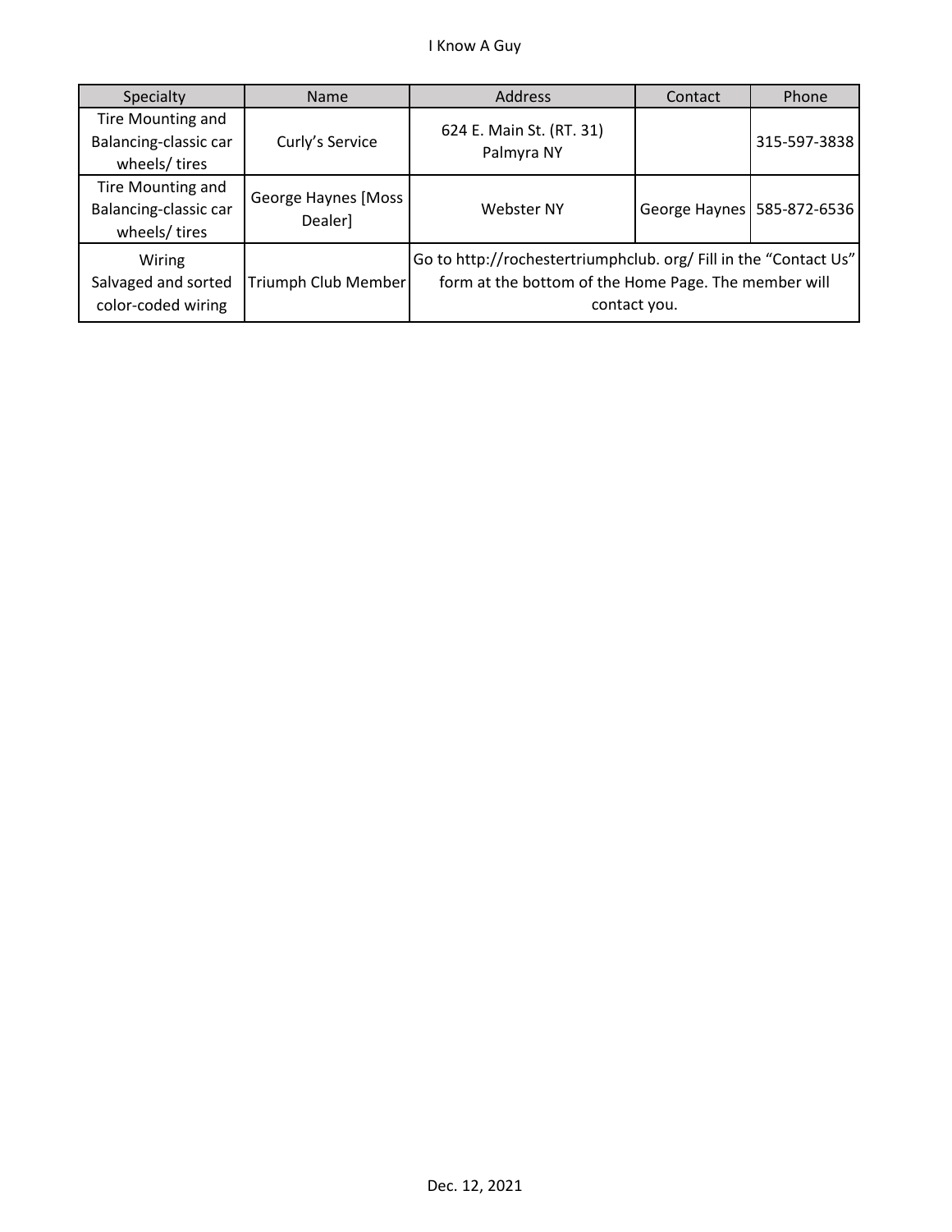| Specialty | Name | Address | Contact | Phone |
| --- | --- | --- | --- | --- |
| Tire Mounting and Balancing-classic car wheels/ tires | Curly's Service | 624 E. Main St. (RT. 31) Palmyra NY | | 315-597-3838 |
| Tire Mounting and Balancing-classic car wheels/ tires | George Haynes [Moss Dealer] | Webster NY | George Haynes | 585-872-6536 |
| Wiring Salvaged and sorted color-coded wiring | Triumph Club Member | Go to http://rochestertriumphclub. org/ Fill in the "Contact Us" form at the bottom of the Home Page. The member will contact you. | | |